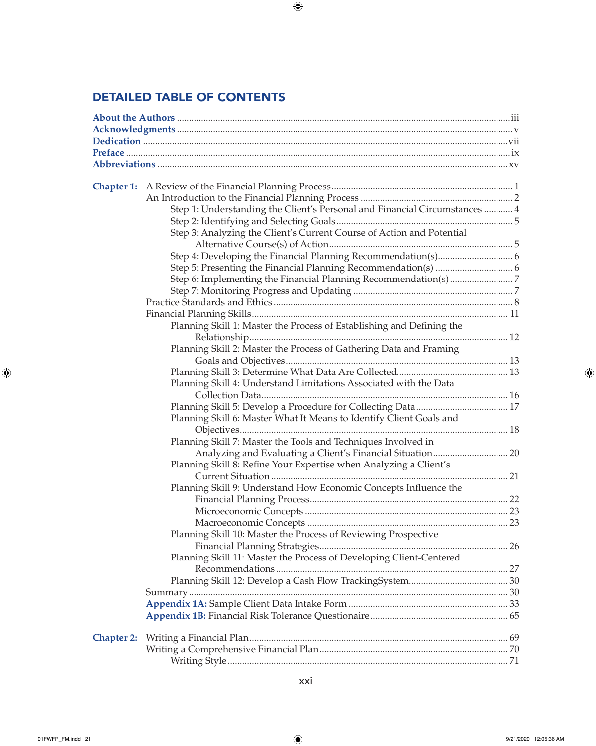# DETAILED TABLE OF CONTENTS

**About the Authors** ........ iii
**Acknowledgments** ........ v
**Dedication** ........ vii
**Preface** ........ ix
**Abbreviations** ........ xv

**Chapter 1:** A Review of the Financial Planning Process ........ 1
- An Introduction to the Financial Planning Process ........ 2
  - Step 1: Understanding the Client's Personal and Financial Circumstances ........ 4
  - Step 2: Identifying and Selecting Goals ........ 5
  - Step 3: Analyzing the Client's Current Course of Action and Potential Alternative Course(s) of Action ........ 5
  - Step 4: Developing the Financial Planning Recommendation(s) ........ 6
  - Step 5: Presenting the Financial Planning Recommendation(s) ........ 6
  - Step 6: Implementing the Financial Planning Recommendation(s) ........ 7
  - Step 7: Monitoring Progress and Updating ........ 7
- Practice Standards and Ethics ........ 8
- Financial Planning Skills ........ 11
  - Planning Skill 1: Master the Process of Establishing and Defining the Relationship ........ 12
  - Planning Skill 2: Master the Process of Gathering Data and Framing Goals and Objectives ........ 13
  - Planning Skill 3: Determine What Data Are Collected ........ 13
  - Planning Skill 4: Understand Limitations Associated with the Data Collection Data ........ 16
  - Planning Skill 5: Develop a Procedure for Collecting Data ........ 17
  - Planning Skill 6: Master What It Means to Identify Client Goals and Objectives ........ 18
  - Planning Skill 7: Master the Tools and Techniques Involved in Analyzing and Evaluating a Client's Financial Situation ........ 20
  - Planning Skill 8: Refine Your Expertise when Analyzing a Client's Current Situation ........ 21
  - Planning Skill 9: Understand How Economic Concepts Influence the Financial Planning Process ........ 22
    - Microeconomic Concepts ........ 23
    - Macroeconomic Concepts ........ 23
  - Planning Skill 10: Master the Process of Reviewing Prospective Financial Planning Strategies ........ 26
  - Planning Skill 11: Master the Process of Developing Client-Centered Recommendations ........ 27
  - Planning Skill 12: Develop a Cash Flow TrackingSystem ........ 30
- Summary ........ 30
- **Appendix 1A:** Sample Client Data Intake Form ........ 33
- **Appendix 1B:** Financial Risk Tolerance Questionaire ........ 65

**Chapter 2:** Writing a Financial Plan ........ 69
- Writing a Comprehensive Financial Plan ........ 70
  - Writing Style ........ 71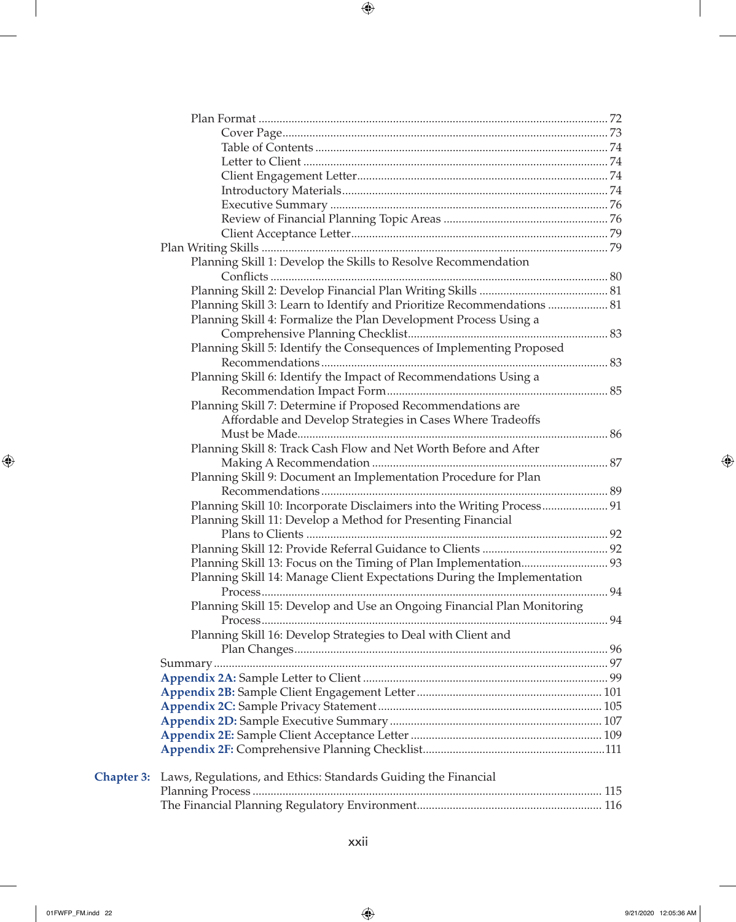Plan Format ............................................................................................................ 72

Cover Page............................................................................................................ 73

Table of Contents ................................................................................................. 74

Letter to Client ..................................................................................................... 74

Client Engagement Letter.................................................................................... 74

Introductory Materials......................................................................................... 74

Executive Summary ............................................................................................ 76

Review of Financial Planning Topic Areas ....................................................... 76

Client Acceptance Letter...................................................................................... 79

Plan Writing Skills ................................................................................................... 79

Planning Skill 1: Develop the Skills to Resolve Recommendation Conflicts ................................................................................................................ 80

Planning Skill 2: Develop Financial Plan Writing Skills ........................................... 81

Planning Skill 3: Learn to Identify and Prioritize Recommendations .................... 81

Planning Skill 4: Formalize the Plan Development Process Using a Comprehensive Planning Checklist.................................................................. 83

Planning Skill 5: Identify the Consequences of Implementing Proposed Recommendations............................................................................................... 83

Planning Skill 6: Identify the Impact of Recommendations Using a Recommendation Impact Form......................................................................... 85

Planning Skill 7: Determine if Proposed Recommendations are Affordable and Develop Strategies in Cases Where Tradeoffs Must be Made....................................................................................................... 86

Planning Skill 8: Track Cash Flow and Net Worth Before and After Making A Recommendation .............................................................................. 87

Planning Skill 9: Document an Implementation Procedure for Plan Recommendations............................................................................................... 89

Planning Skill 10: Incorporate Disclaimers into the Writing Process...................... 91

Planning Skill 11: Develop a Method for Presenting Financial Plans to Clients .................................................................................................... 92

Planning Skill 12: Provide Referral Guidance to Clients .......................................... 92

Planning Skill 13: Focus on the Timing of Plan Implementation............................ 93

Planning Skill 14: Manage Client Expectations During the Implementation Process................................................................................................................... 94

Planning Skill 15: Develop and Use an Ongoing Financial Plan Monitoring Process................................................................................................................... 94

Planning Skill 16: Develop Strategies to Deal with Client and Plan Changes........................................................................................................ 96

Summary .................................................................................................................. 97

**Appendix 2A:** Sample Letter to Client ................................................................ 99

**Appendix 2B:** Sample Client Engagement Letter ............................................. 101

**Appendix 2C:** Sample Privacy Statement .......................................................... 105

**Appendix 2D:** Sample Executive Summary ...................................................... 107

**Appendix 2E:** Sample Client Acceptance Letter ............................................... 109

**Appendix 2F:** Comprehensive Planning Checklist............................................ 111

**Chapter 3:** Laws, Regulations, and Ethics: Standards Guiding the Financial Planning Process ................................................................................................... 115

The Financial Planning Regulatory Environment............................................. 116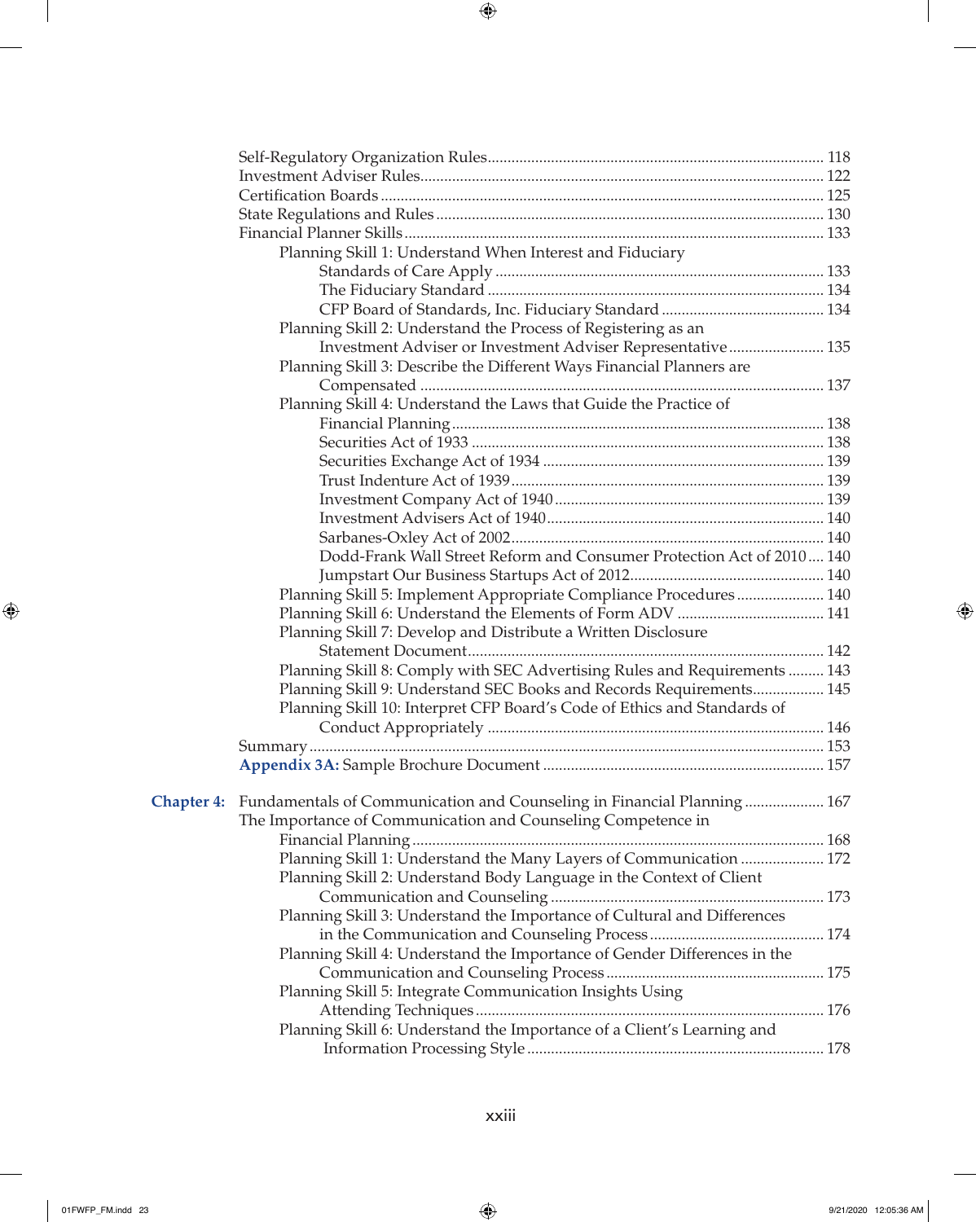Self-Regulatory Organization Rules .......... 118
Investment Adviser Rules .......... 122
Certification Boards .......... 125
State Regulations and Rules .......... 130
Financial Planner Skills .......... 133
- Planning Skill 1: Understand When Interest and Fiduciary Standards of Care Apply .......... 133
  - The Fiduciary Standard .......... 134
  - CFP Board of Standards, Inc. Fiduciary Standard .......... 134
- Planning Skill 2: Understand the Process of Registering as an Investment Adviser or Investment Adviser Representative .......... 135
- Planning Skill 3: Describe the Different Ways Financial Planners are Compensated .......... 137
- Planning Skill 4: Understand the Laws that Guide the Practice of Financial Planning .......... 138
  - Securities Act of 1933 .......... 138
  - Securities Exchange Act of 1934 .......... 139
  - Trust Indenture Act of 1939 .......... 139
  - Investment Company Act of 1940 .......... 139
  - Investment Advisers Act of 1940 .......... 140
  - Sarbanes-Oxley Act of 2002 .......... 140
  - Dodd-Frank Wall Street Reform and Consumer Protection Act of 2010 .......... 140
  - Jumpstart Our Business Startups Act of 2012 .......... 140
- Planning Skill 5: Implement Appropriate Compliance Procedures .......... 140
- Planning Skill 6: Understand the Elements of Form ADV .......... 141
- Planning Skill 7: Develop and Distribute a Written Disclosure Statement Document .......... 142
- Planning Skill 8: Comply with SEC Advertising Rules and Requirements .......... 143
- Planning Skill 9: Understand SEC Books and Records Requirements .......... 145
- Planning Skill 10: Interpret CFP Board's Code of Ethics and Standards of Conduct Appropriately .......... 146

Summary .......... 153
**Appendix 3A:** Sample Brochure Document .......... 157

**Chapter 4:** Fundamentals of Communication and Counseling in Financial Planning .......... 167

The Importance of Communication and Counseling Competence in Financial Planning .......... 168
- Planning Skill 1: Understand the Many Layers of Communication .......... 172
- Planning Skill 2: Understand Body Language in the Context of Client Communication and Counseling .......... 173
- Planning Skill 3: Understand the Importance of Cultural and Differences in the Communication and Counseling Process .......... 174
- Planning Skill 4: Understand the Importance of Gender Differences in the Communication and Counseling Process .......... 175
- Planning Skill 5: Integrate Communication Insights Using Attending Techniques .......... 176
- Planning Skill 6: Understand the Importance of a Client's Learning and Information Processing Style .......... 178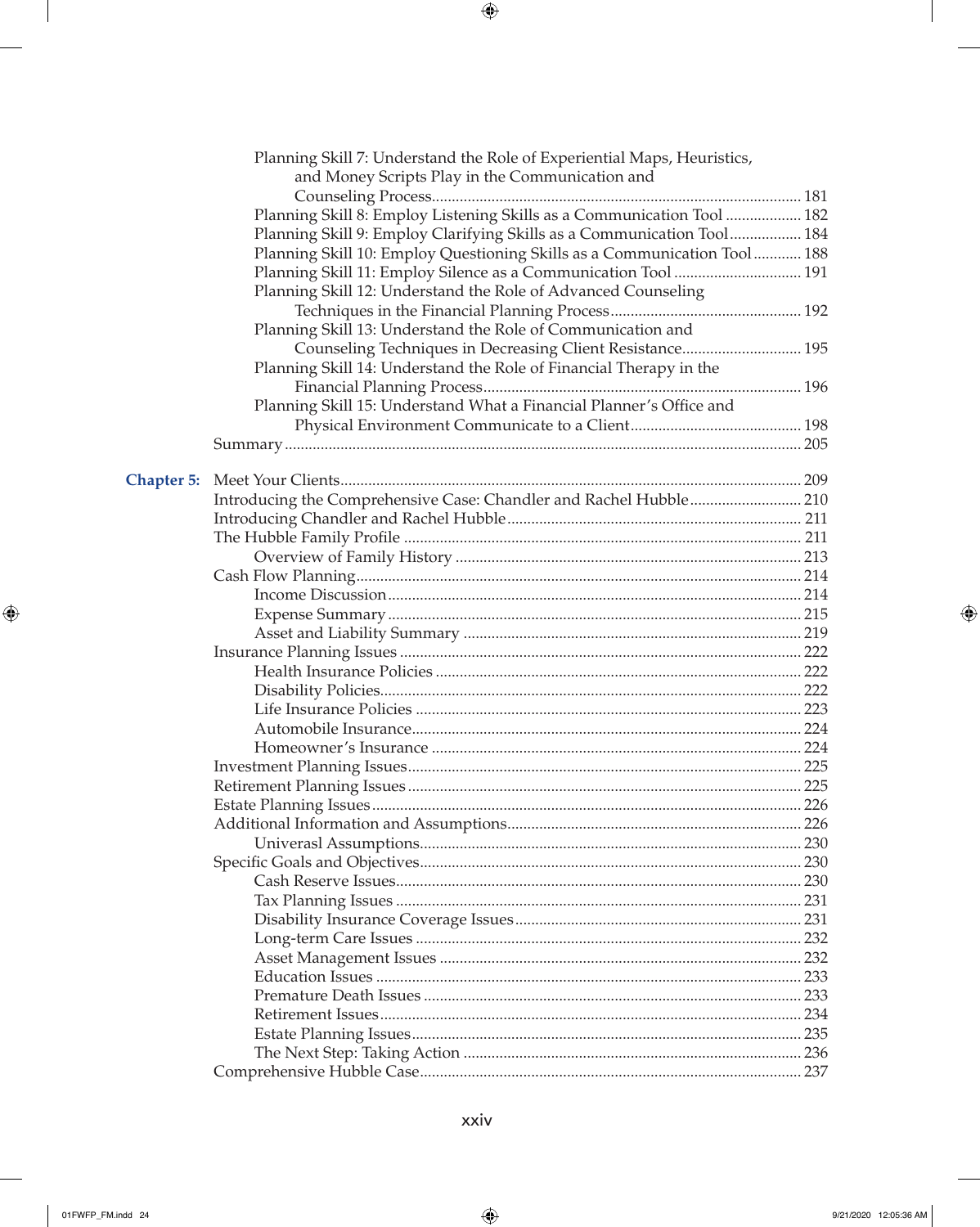Planning Skill 7: Understand the Role of Experiential Maps, Heuristics, and Money Scripts Play in the Communication and Counseling Process ........ 181
Planning Skill 8: Employ Listening Skills as a Communication Tool ........ 182
Planning Skill 9: Employ Clarifying Skills as a Communication Tool ........ 184
Planning Skill 10: Employ Questioning Skills as a Communication Tool ........ 188
Planning Skill 11: Employ Silence as a Communication Tool ........ 191
Planning Skill 12: Understand the Role of Advanced Counseling Techniques in the Financial Planning Process ........ 192
Planning Skill 13: Understand the Role of Communication and Counseling Techniques in Decreasing Client Resistance ........ 195
Planning Skill 14: Understand the Role of Financial Therapy in the Financial Planning Process ........ 196
Planning Skill 15: Understand What a Financial Planner's Office and Physical Environment Communicate to a Client ........ 198
Summary ........ 205

**Chapter 5:** Meet Your Clients ........ 209
Introducing the Comprehensive Case: Chandler and Rachel Hubble ........ 210
Introducing Chandler and Rachel Hubble ........ 211
The Hubble Family Profile ........ 211
Overview of Family History ........ 213
Cash Flow Planning ........ 214
Income Discussion ........ 214
Expense Summary ........ 215
Asset and Liability Summary ........ 219
Insurance Planning Issues ........ 222
Health Insurance Policies ........ 222
Disability Policies ........ 222
Life Insurance Policies ........ 223
Automobile Insurance ........ 224
Homeowner's Insurance ........ 224
Investment Planning Issues ........ 225
Retirement Planning Issues ........ 225
Estate Planning Issues ........ 226
Additional Information and Assumptions ........ 226
Univerasl Assumptions ........ 230
Specific Goals and Objectives ........ 230
Cash Reserve Issues ........ 230
Tax Planning Issues ........ 231
Disability Insurance Coverage Issues ........ 231
Long-term Care Issues ........ 232
Asset Management Issues ........ 232
Education Issues ........ 233
Premature Death Issues ........ 233
Retirement Issues ........ 234
Estate Planning Issues ........ 235
The Next Step: Taking Action ........ 236
Comprehensive Hubble Case ........ 237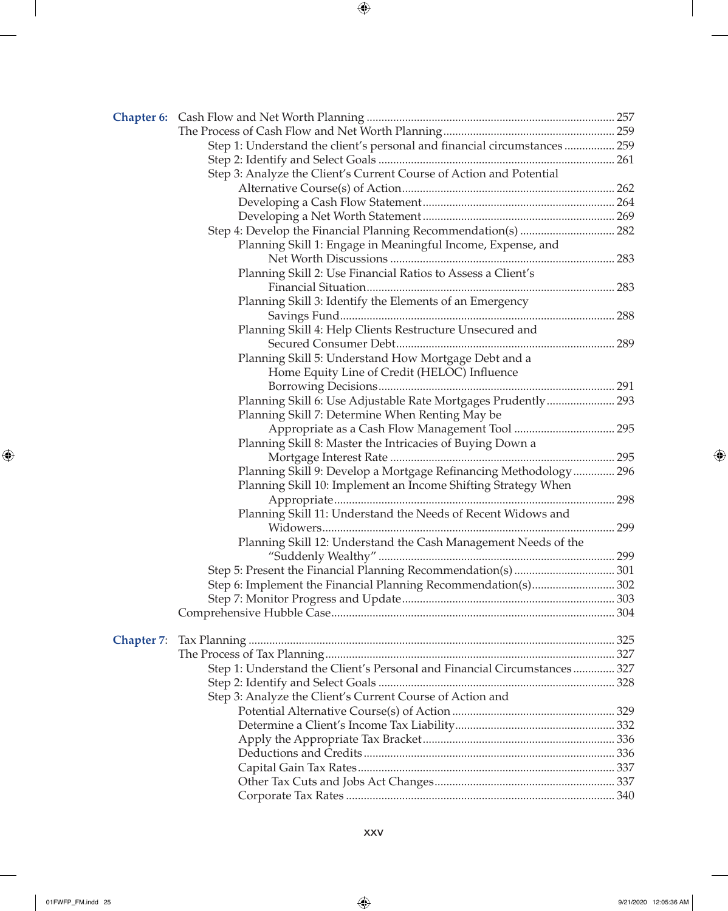**Chapter 6:** Cash Flow and Net Worth Planning .......... 257

The Process of Cash Flow and Net Worth Planning .......... 259

- Step 1: Understand the client's personal and financial circumstances .......... 259
- Step 2: Identify and Select Goals .......... 261
- Step 3: Analyze the Client's Current Course of Action and Potential Alternative Course(s) of Action .......... 262
  - Developing a Cash Flow Statement .......... 264
  - Developing a Net Worth Statement .......... 269
- Step 4: Develop the Financial Planning Recommendation(s) .......... 282
  - Planning Skill 1: Engage in Meaningful Income, Expense, and Net Worth Discussions .......... 283
  - Planning Skill 2: Use Financial Ratios to Assess a Client's Financial Situation .......... 283
  - Planning Skill 3: Identify the Elements of an Emergency Savings Fund .......... 288
  - Planning Skill 4: Help Clients Restructure Unsecured and Secured Consumer Debt .......... 289
  - Planning Skill 5: Understand How Mortgage Debt and a Home Equity Line of Credit (HELOC) Influence Borrowing Decisions .......... 291
  - Planning Skill 6: Use Adjustable Rate Mortgages Prudently .......... 293
  - Planning Skill 7: Determine When Renting May be Appropriate as a Cash Flow Management Tool .......... 295
  - Planning Skill 8: Master the Intricacies of Buying Down a Mortgage Interest Rate .......... 295
  - Planning Skill 9: Develop a Mortgage Refinancing Methodology .......... 296
  - Planning Skill 10: Implement an Income Shifting Strategy When Appropriate .......... 298
  - Planning Skill 11: Understand the Needs of Recent Widows and Widowers .......... 299
  - Planning Skill 12: Understand the Cash Management Needs of the "Suddenly Wealthy" .......... 299
- Step 5: Present the Financial Planning Recommendation(s) .......... 301
- Step 6: Implement the Financial Planning Recommendation(s) .......... 302
- Step 7: Monitor Progress and Update .......... 303

Comprehensive Hubble Case .......... 304

**Chapter 7:** Tax Planning .......... 325

The Process of Tax Planning .......... 327

- Step 1: Understand the Client's Personal and Financial Circumstances .......... 327
- Step 2: Identify and Select Goals .......... 328
- Step 3: Analyze the Client's Current Course of Action and Potential Alternative Course(s) of Action .......... 329
  - Determine a Client's Income Tax Liability .......... 332
  - Apply the Appropriate Tax Bracket .......... 336
  - Deductions and Credits .......... 336
  - Capital Gain Tax Rates .......... 337
  - Other Tax Cuts and Jobs Act Changes .......... 337
  - Corporate Tax Rates .......... 340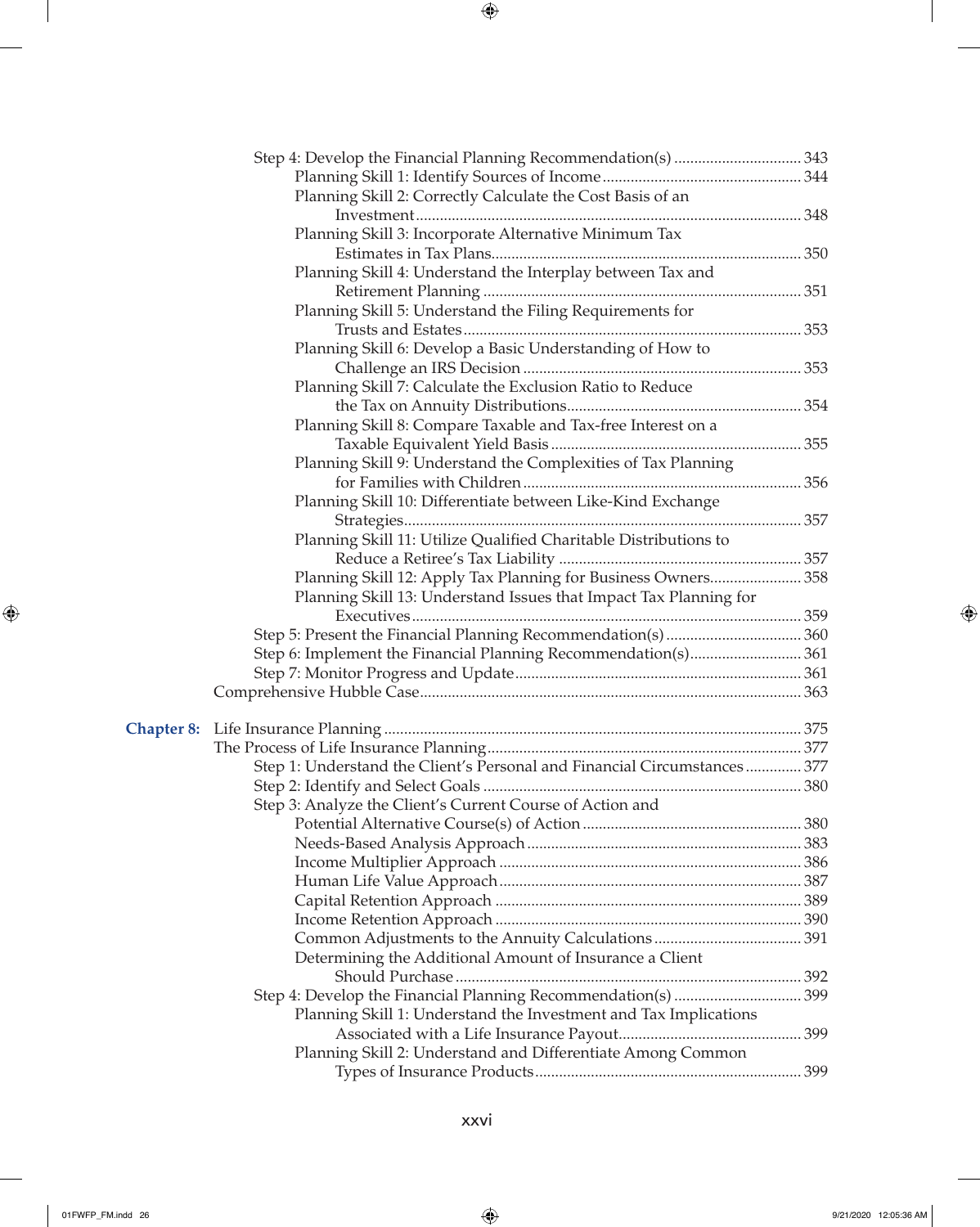- Step 4: Develop the Financial Planning Recommendation(s) ... 343
  - Planning Skill 1: Identify Sources of Income ... 344
  - Planning Skill 2: Correctly Calculate the Cost Basis of an Investment ... 348
  - Planning Skill 3: Incorporate Alternative Minimum Tax Estimates in Tax Plans ... 350
  - Planning Skill 4: Understand the Interplay between Tax and Retirement Planning ... 351
  - Planning Skill 5: Understand the Filing Requirements for Trusts and Estates ... 353
  - Planning Skill 6: Develop a Basic Understanding of How to Challenge an IRS Decision ... 353
  - Planning Skill 7: Calculate the Exclusion Ratio to Reduce the Tax on Annuity Distributions ... 354
  - Planning Skill 8: Compare Taxable and Tax-free Interest on a Taxable Equivalent Yield Basis ... 355
  - Planning Skill 9: Understand the Complexities of Tax Planning for Families with Children ... 356
  - Planning Skill 10: Differentiate between Like-Kind Exchange Strategies ... 357
  - Planning Skill 11: Utilize Qualified Charitable Distributions to Reduce a Retiree's Tax Liability ... 357
  - Planning Skill 12: Apply Tax Planning for Business Owners ... 358
  - Planning Skill 13: Understand Issues that Impact Tax Planning for Executives ... 359
- Step 5: Present the Financial Planning Recommendation(s) ... 360
- Step 6: Implement the Financial Planning Recommendation(s) ... 361
- Step 7: Monitor Progress and Update ... 361

Comprehensive Hubble Case ... 363

**Chapter 8:** Life Insurance Planning ... 375

The Process of Life Insurance Planning ... 377

- Step 1: Understand the Client's Personal and Financial Circumstances ... 377
- Step 2: Identify and Select Goals ... 380
- Step 3: Analyze the Client's Current Course of Action and Potential Alternative Course(s) of Action ... 380
  - Needs-Based Analysis Approach ... 383
  - Income Multiplier Approach ... 386
  - Human Life Value Approach ... 387
  - Capital Retention Approach ... 389
  - Income Retention Approach ... 390
  - Common Adjustments to the Annuity Calculations ... 391
  - Determining the Additional Amount of Insurance a Client Should Purchase ... 392
- Step 4: Develop the Financial Planning Recommendation(s) ... 399
  - Planning Skill 1: Understand the Investment and Tax Implications Associated with a Life Insurance Payout ... 399
  - Planning Skill 2: Understand and Differentiate Among Common Types of Insurance Products ... 399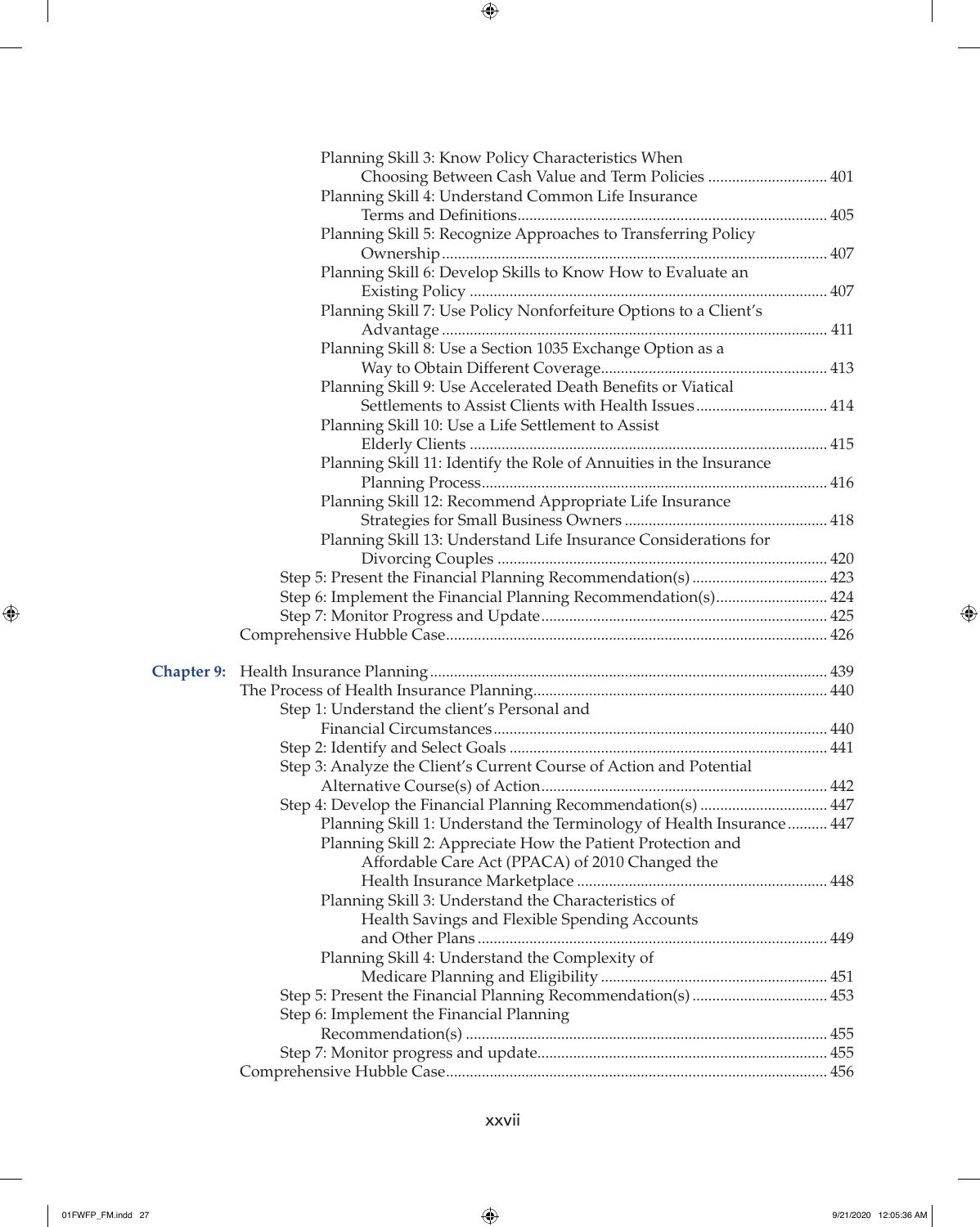- Planning Skill 3: Know Policy Characteristics When Choosing Between Cash Value and Term Policies .............................. 401
- Planning Skill 4: Understand Common Life Insurance Terms and Definitions............................................................................. 405
- Planning Skill 5: Recognize Approaches to Transferring Policy Ownership................................................................................................ 407
- Planning Skill 6: Develop Skills to Know How to Evaluate an Existing Policy .......................................................................................... 407
- Planning Skill 7: Use Policy Nonforfeiture Options to a Client's Advantage ................................................................................................ 411
- Planning Skill 8: Use a Section 1035 Exchange Option as a Way to Obtain Different Coverage......................................................... 413
- Planning Skill 9: Use Accelerated Death Benefits or Viatical Settlements to Assist Clients with Health Issues................................. 414
- Planning Skill 10: Use a Life Settlement to Assist Elderly Clients ......................................................................................... 415
- Planning Skill 11: Identify the Role of Annuities in the Insurance Planning Process...................................................................................... 416
- Planning Skill 12: Recommend Appropriate Life Insurance Strategies for Small Business Owners ................................................... 418
- Planning Skill 13: Understand Life Insurance Considerations for Divorcing Couples .................................................................................. 420

Step 5: Present the Financial Planning Recommendation(s) .................................. 423
Step 6: Implement the Financial Planning Recommendation(s)............................ 424
Step 7: Monitor Progress and Update....................................................................... 425
Comprehensive Hubble Case............................................................................................. 426

**Chapter 9:** Health Insurance Planning .................................................................................................. 439

The Process of Health Insurance Planning.......................................................................... 440

Step 1: Understand the client's Personal and Financial Circumstances................................................................................... 440
Step 2: Identify and Select Goals ............................................................................... 441
Step 3: Analyze the Client's Current Course of Action and Potential Alternative Course(s) of Action........................................................................ 442
Step 4: Develop the Financial Planning Recommendation(s) ................................ 447

- Planning Skill 1: Understand the Terminology of Health Insurance.......... 447
- Planning Skill 2: Appreciate How the Patient Protection and Affordable Care Act (PPACA) of 2010 Changed the Health Insurance Marketplace .............................................................. 448
- Planning Skill 3: Understand the Characteristics of Health Savings and Flexible Spending Accounts and Other Plans ....................................................................................... 449
- Planning Skill 4: Understand the Complexity of Medicare Planning and Eligibility ......................................................... 451

Step 5: Present the Financial Planning Recommendation(s) .................................. 453
Step 6: Implement the Financial Planning Recommendation(s) .......................................................................................... 455
Step 7: Monitor progress and update........................................................................ 455

Comprehensive Hubble Case............................................................................................. 456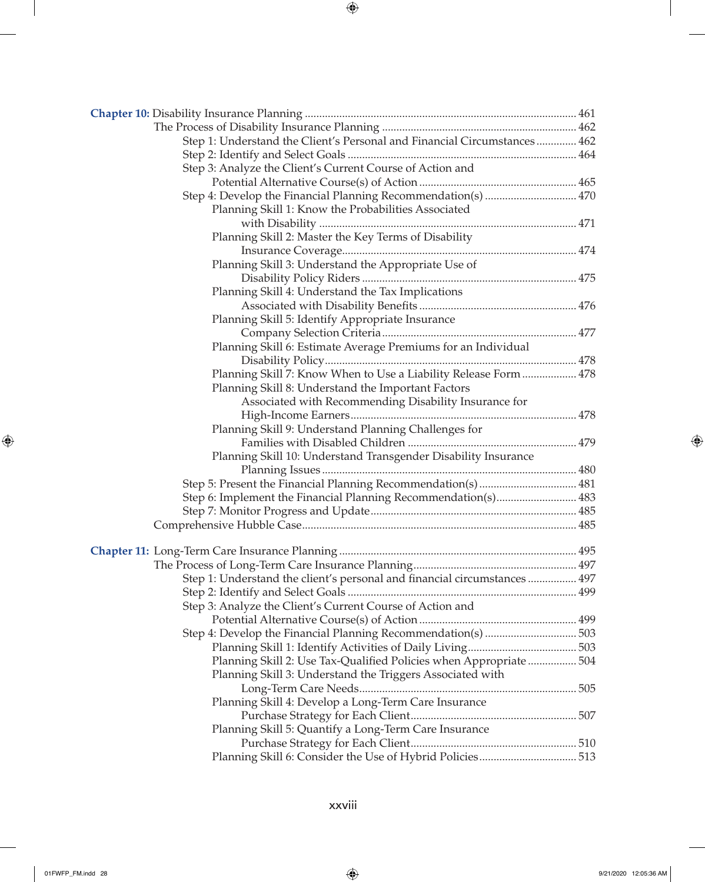**Chapter 10:** Disability Insurance Planning ........................................................................ 461

- The Process of Disability Insurance Planning ........................................................ 462
  - Step 1: Understand the Client's Personal and Financial Circumstances .............. 462
  - Step 2: Identify and Select Goals ........................................................................ 464
  - Step 3: Analyze the Client's Current Course of Action and Potential Alternative Course(s) of Action ........................................................ 465
  - Step 4: Develop the Financial Planning Recommendation(s) ................................ 470
    - Planning Skill 1: Know the Probabilities Associated with Disability ........................................................................ 471
    - Planning Skill 2: Master the Key Terms of Disability Insurance Coverage........................................................................ 474
    - Planning Skill 3: Understand the Appropriate Use of Disability Policy Riders ........................................................................ 475
    - Planning Skill 4: Understand the Tax Implications Associated with Disability Benefits ........................................................ 476
    - Planning Skill 5: Identify Appropriate Insurance Company Selection Criteria........................................................................ 477
    - Planning Skill 6: Estimate Average Premiums for an Individual Disability Policy........................................................................ 478
    - Planning Skill 7: Know When to Use a Liability Release Form ................... 478
    - Planning Skill 8: Understand the Important Factors Associated with Recommending Disability Insurance for High-Income Earners........................................................................ 478
    - Planning Skill 9: Understand Planning Challenges for Families with Disabled Children ........................................................ 479
    - Planning Skill 10: Understand Transgender Disability Insurance Planning Issues ........................................................................ 480
  - Step 5: Present the Financial Planning Recommendation(s) .................................. 481
  - Step 6: Implement the Financial Planning Recommendation(s)............................ 483
  - Step 7: Monitor Progress and Update........................................................................ 485
- Comprehensive Hubble Case........................................................................ 485

**Chapter 11:** Long-Term Care Insurance Planning ........................................................................ 495

- The Process of Long-Term Care Insurance Planning........................................................ 497
  - Step 1: Understand the client's personal and financial circumstances ................. 497
  - Step 2: Identify and Select Goals ........................................................................ 499
  - Step 3: Analyze the Client's Current Course of Action and Potential Alternative Course(s) of Action ........................................................ 499
  - Step 4: Develop the Financial Planning Recommendation(s) ................................ 503
    - Planning Skill 1: Identify Activities of Daily Living...................................... 503
    - Planning Skill 2: Use Tax-Qualified Policies when Appropriate ................. 504
    - Planning Skill 3: Understand the Triggers Associated with Long-Term Care Needs........................................................................ 505
    - Planning Skill 4: Develop a Long-Term Care Insurance Purchase Strategy for Each Client........................................................ 507
    - Planning Skill 5: Quantify a Long-Term Care Insurance Purchase Strategy for Each Client........................................................ 510
    - Planning Skill 6: Consider the Use of Hybrid Policies.................................. 513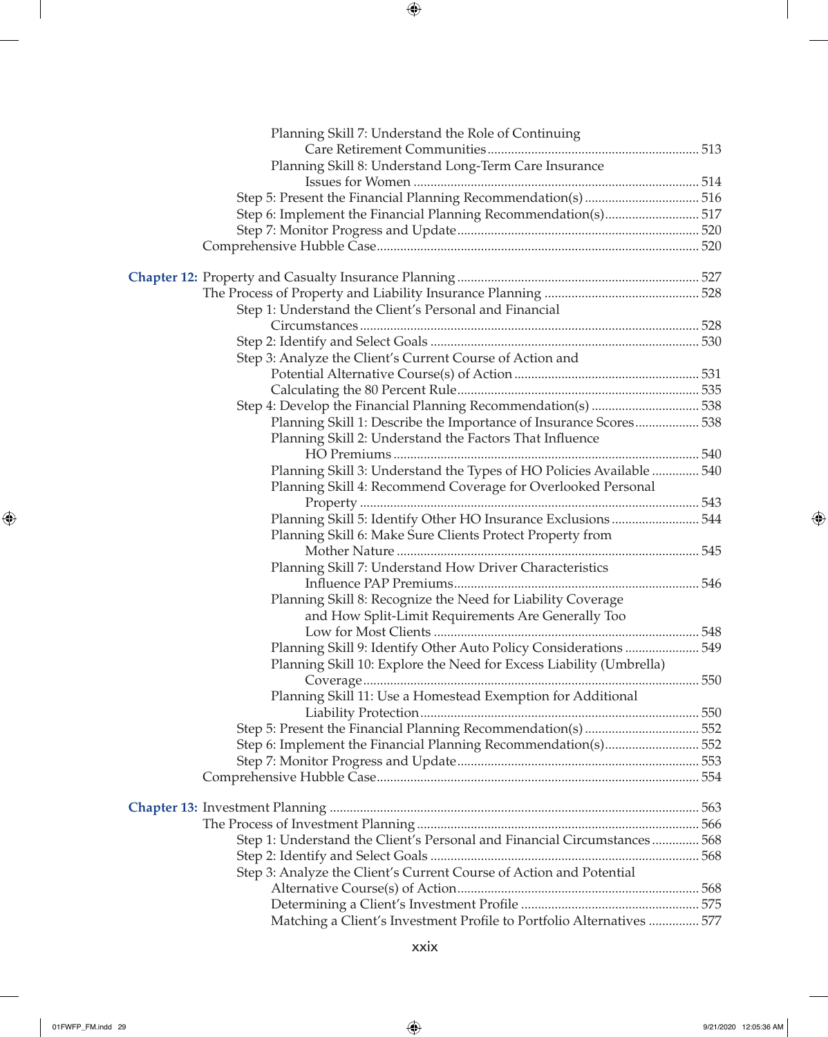Planning Skill 7: Understand the Role of Continuing Care Retirement Communities ........ 513
Planning Skill 8: Understand Long-Term Care Insurance Issues for Women ........ 514
Step 5: Present the Financial Planning Recommendation(s) ........ 516
Step 6: Implement the Financial Planning Recommendation(s) ........ 517
Step 7: Monitor Progress and Update ........ 520
Comprehensive Hubble Case ........ 520

**Chapter 12:** Property and Casualty Insurance Planning ........ 527
The Process of Property and Liability Insurance Planning ........ 528
Step 1: Understand the Client's Personal and Financial Circumstances ........ 528
Step 2: Identify and Select Goals ........ 530
Step 3: Analyze the Client's Current Course of Action and Potential Alternative Course(s) of Action ........ 531
Calculating the 80 Percent Rule ........ 535
Step 4: Develop the Financial Planning Recommendation(s) ........ 538
Planning Skill 1: Describe the Importance of Insurance Scores ........ 538
Planning Skill 2: Understand the Factors That Influence HO Premiums ........ 540
Planning Skill 3: Understand the Types of HO Policies Available ........ 540
Planning Skill 4: Recommend Coverage for Overlooked Personal Property ........ 543
Planning Skill 5: Identify Other HO Insurance Exclusions ........ 544
Planning Skill 6: Make Sure Clients Protect Property from Mother Nature ........ 545
Planning Skill 7: Understand How Driver Characteristics Influence PAP Premiums ........ 546
Planning Skill 8: Recognize the Need for Liability Coverage and How Split-Limit Requirements Are Generally Too Low for Most Clients ........ 548
Planning Skill 9: Identify Other Auto Policy Considerations ........ 549
Planning Skill 10: Explore the Need for Excess Liability (Umbrella) Coverage ........ 550
Planning Skill 11: Use a Homestead Exemption for Additional Liability Protection ........ 550
Step 5: Present the Financial Planning Recommendation(s) ........ 552
Step 6: Implement the Financial Planning Recommendation(s) ........ 552
Step 7: Monitor Progress and Update ........ 553
Comprehensive Hubble Case ........ 554

**Chapter 13:** Investment Planning ........ 563
The Process of Investment Planning ........ 566
Step 1: Understand the Client's Personal and Financial Circumstances ........ 568
Step 2: Identify and Select Goals ........ 568
Step 3: Analyze the Client's Current Course of Action and Potential Alternative Course(s) of Action ........ 568
Determining a Client's Investment Profile ........ 575
Matching a Client's Investment Profile to Portfolio Alternatives ........ 577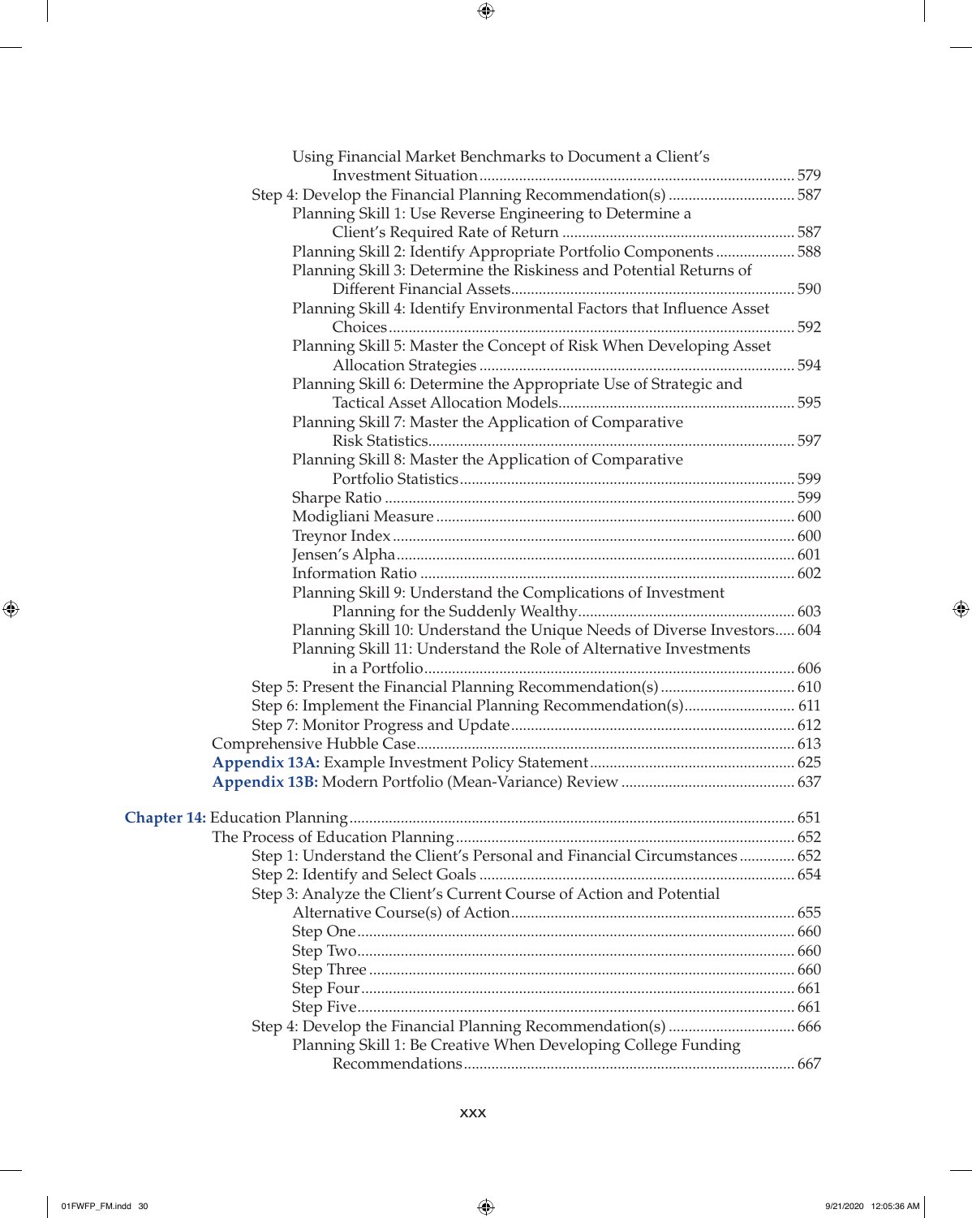- Using Financial Market Benchmarks to Document a Client's Investment Situation ... 579
- Step 4: Develop the Financial Planning Recommendation(s) ... 587
  - Planning Skill 1: Use Reverse Engineering to Determine a Client's Required Rate of Return ... 587
  - Planning Skill 2: Identify Appropriate Portfolio Components ... 588
  - Planning Skill 3: Determine the Riskiness and Potential Returns of Different Financial Assets ... 590
  - Planning Skill 4: Identify Environmental Factors that Influence Asset Choices ... 592
  - Planning Skill 5: Master the Concept of Risk When Developing Asset Allocation Strategies ... 594
  - Planning Skill 6: Determine the Appropriate Use of Strategic and Tactical Asset Allocation Models ... 595
  - Planning Skill 7: Master the Application of Comparative Risk Statistics ... 597
  - Planning Skill 8: Master the Application of Comparative Portfolio Statistics ... 599
  - Sharpe Ratio ... 599
  - Modigliani Measure ... 600
  - Treynor Index ... 600
  - Jensen's Alpha ... 601
  - Information Ratio ... 602
  - Planning Skill 9: Understand the Complications of Investment Planning for the Suddenly Wealthy ... 603
  - Planning Skill 10: Understand the Unique Needs of Diverse Investors ... 604
  - Planning Skill 11: Understand the Role of Alternative Investments in a Portfolio ... 606
- Step 5: Present the Financial Planning Recommendation(s) ... 610
- Step 6: Implement the Financial Planning Recommendation(s) ... 611
- Step 7: Monitor Progress and Update ... 612

Comprehensive Hubble Case ... 613

**Appendix 13A:** Example Investment Policy Statement ... 625

**Appendix 13B:** Modern Portfolio (Mean-Variance) Review ... 637

**Chapter 14:** Education Planning ... 651

The Process of Education Planning ... 652

- Step 1: Understand the Client's Personal and Financial Circumstances ... 652
- Step 2: Identify and Select Goals ... 654
- Step 3: Analyze the Client's Current Course of Action and Potential Alternative Course(s) of Action ... 655
  - Step One ... 660
  - Step Two ... 660
  - Step Three ... 660
  - Step Four ... 661
  - Step Five ... 661
- Step 4: Develop the Financial Planning Recommendation(s) ... 666
  - Planning Skill 1: Be Creative When Developing College Funding Recommendations ... 667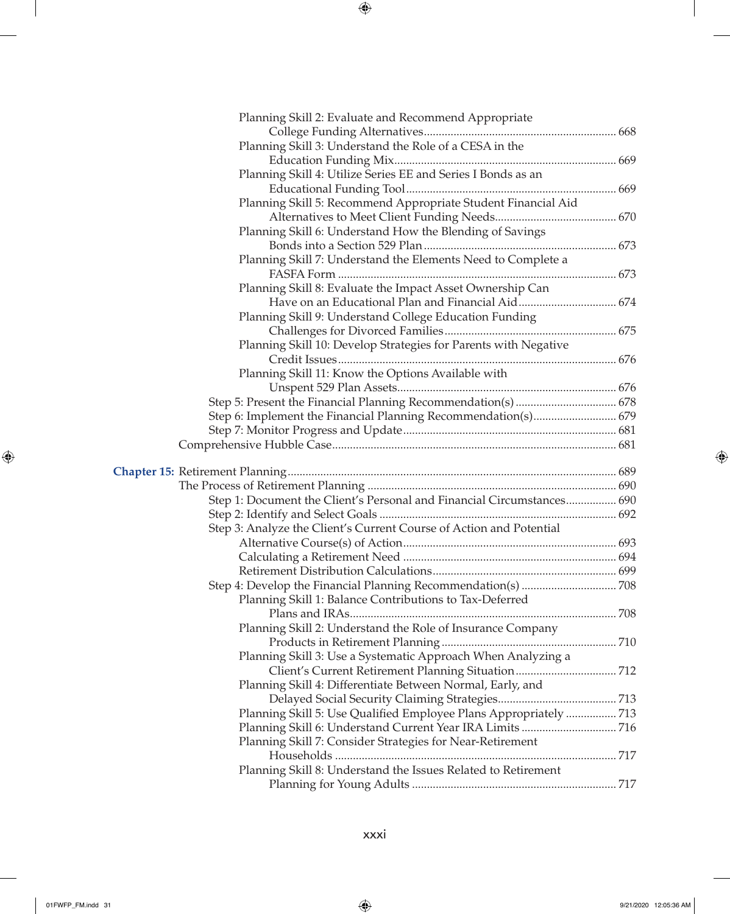Planning Skill 2: Evaluate and Recommend Appropriate College Funding Alternatives ... 668

Planning Skill 3: Understand the Role of a CESA in the Education Funding Mix ... 669

Planning Skill 4: Utilize Series EE and Series I Bonds as an Educational Funding Tool ... 669

Planning Skill 5: Recommend Appropriate Student Financial Aid Alternatives to Meet Client Funding Needs ... 670

Planning Skill 6: Understand How the Blending of Savings Bonds into a Section 529 Plan ... 673

Planning Skill 7: Understand the Elements Need to Complete a FASFA Form ... 673

Planning Skill 8: Evaluate the Impact Asset Ownership Can Have on an Educational Plan and Financial Aid ... 674

Planning Skill 9: Understand College Education Funding Challenges for Divorced Families ... 675

Planning Skill 10: Develop Strategies for Parents with Negative Credit Issues ... 676

Planning Skill 11: Know the Options Available with Unspent 529 Plan Assets ... 676

Step 5: Present the Financial Planning Recommendation(s) ... 678

Step 6: Implement the Financial Planning Recommendation(s) ... 679

Step 7: Monitor Progress and Update ... 681

Comprehensive Hubble Case ... 681

**Chapter 15:** Retirement Planning ... 689

The Process of Retirement Planning ... 690

Step 1: Document the Client's Personal and Financial Circumstances ... 690

Step 2: Identify and Select Goals ... 692

Step 3: Analyze the Client's Current Course of Action and Potential Alternative Course(s) of Action ... 693

Calculating a Retirement Need ... 694

Retirement Distribution Calculations ... 699

Step 4: Develop the Financial Planning Recommendation(s) ... 708

Planning Skill 1: Balance Contributions to Tax-Deferred Plans and IRAs ... 708

Planning Skill 2: Understand the Role of Insurance Company Products in Retirement Planning ... 710

Planning Skill 3: Use a Systematic Approach When Analyzing a Client's Current Retirement Planning Situation ... 712

Planning Skill 4: Differentiate Between Normal, Early, and Delayed Social Security Claiming Strategies ... 713

Planning Skill 5: Use Qualified Employee Plans Appropriately ... 713

Planning Skill 6: Understand Current Year IRA Limits ... 716

Planning Skill 7: Consider Strategies for Near-Retirement Households ... 717

Planning Skill 8: Understand the Issues Related to Retirement Planning for Young Adults ... 717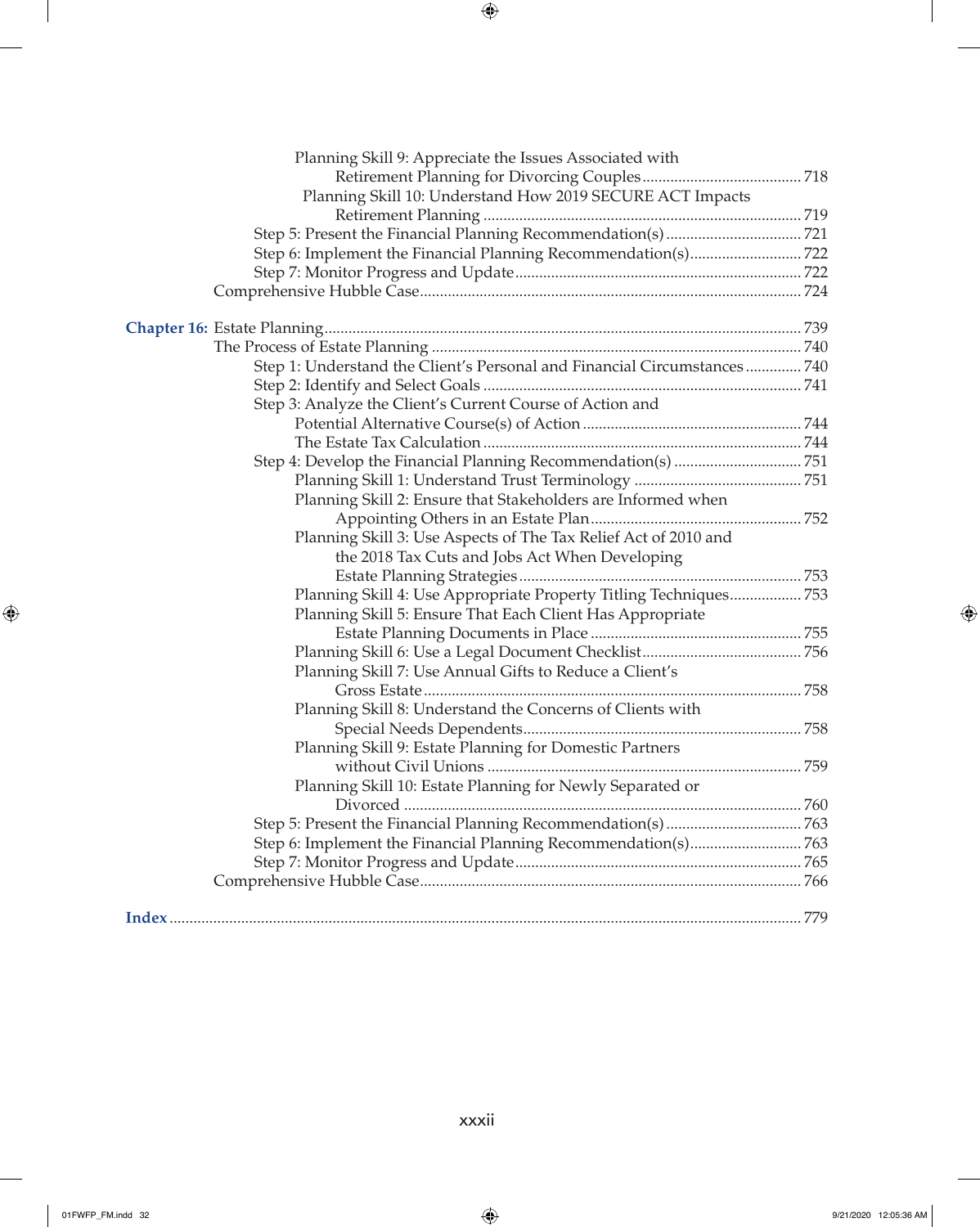Planning Skill 9: Appreciate the Issues Associated with Retirement Planning for Divorcing Couples........................................ 718
Planning Skill 10: Understand How 2019 SECURE ACT Impacts Retirement Planning ............................................................................... 719
Step 5: Present the Financial Planning Recommendation(s) .................................. 721
Step 6: Implement the Financial Planning Recommendation(s)............................ 722
Step 7: Monitor Progress and Update....................................................................... 722
Comprehensive Hubble Case............................................................................................... 724

**Chapter 16:** Estate Planning....................................................................................................... 739
The Process of Estate Planning ............................................................................................ 740
Step 1: Understand the Client's Personal and Financial Circumstances .............. 740
Step 2: Identify and Select Goals ............................................................................... 741
Step 3: Analyze the Client's Current Course of Action and Potential Alternative Course(s) of Action ....................................................... 744
The Estate Tax Calculation ................................................................................ 744
Step 4: Develop the Financial Planning Recommendation(s) ................................ 751
Planning Skill 1: Understand Trust Terminology .......................................... 751
Planning Skill 2: Ensure that Stakeholders are Informed when Appointing Others in an Estate Plan..................................................... 752
Planning Skill 3: Use Aspects of The Tax Relief Act of 2010 and the 2018 Tax Cuts and Jobs Act When Developing Estate Planning Strategies....................................................................... 753
Planning Skill 4: Use Appropriate Property Titling Techniques.................. 753
Planning Skill 5: Ensure That Each Client Has Appropriate Estate Planning Documents in Place ..................................................... 755
Planning Skill 6: Use a Legal Document Checklist........................................ 756
Planning Skill 7: Use Annual Gifts to Reduce a Client's Gross Estate ............................................................................................... 758
Planning Skill 8: Understand the Concerns of Clients with Special Needs Dependents..................................................................... 758
Planning Skill 9: Estate Planning for Domestic Partners without Civil Unions .............................................................................. 759
Planning Skill 10: Estate Planning for Newly Separated or Divorced ................................................................................................... 760
Step 5: Present the Financial Planning Recommendation(s) .................................. 763
Step 6: Implement the Financial Planning Recommendation(s)............................ 763
Step 7: Monitor Progress and Update....................................................................... 765
Comprehensive Hubble Case............................................................................................... 766

**Index** ............................................................................................................................................. 779